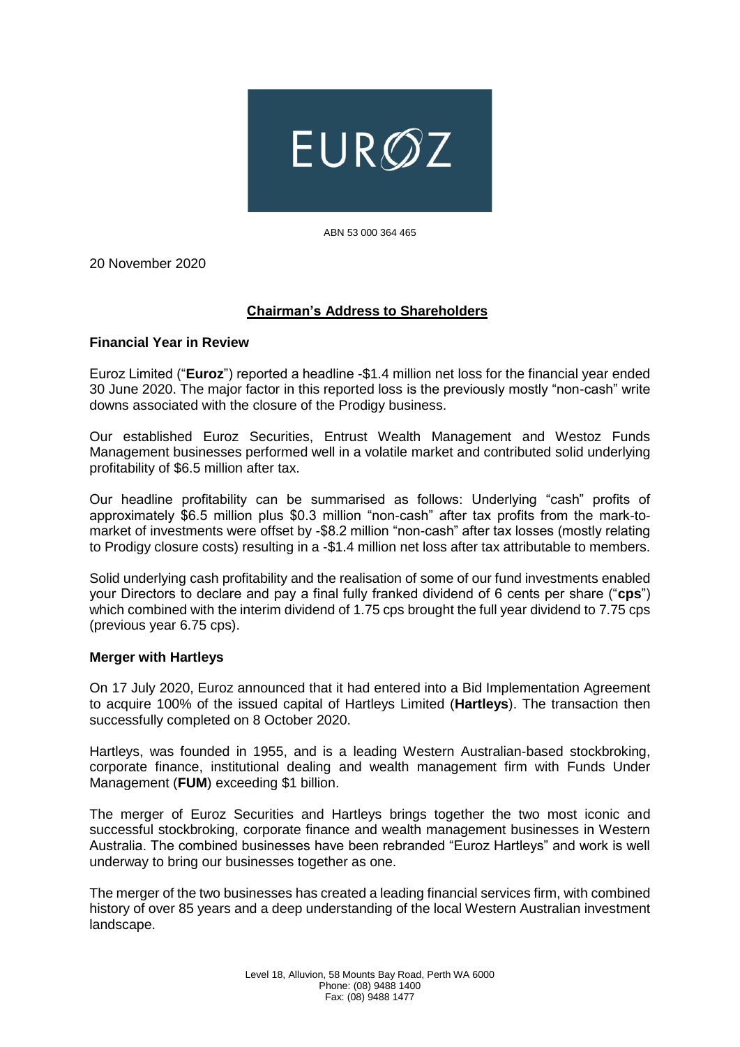EURØZ

ABN 53 000 364 465

20 November 2020

## **Chairman's Address to Shareholders**

### **Financial Year in Review**

Euroz Limited ("**Euroz**") reported a headline -$1.4 million net loss for the financial year ended 30 June 2020. The major factor in this reported loss is the previously mostly "non-cash" write downs associated with the closure of the Prodigy business.

Our established Euroz Securities, Entrust Wealth Management and Westoz Funds Management businesses performed well in a volatile market and contributed solid underlying profitability of $6.5 million after tax.

Our headline profitability can be summarised as follows: Underlying "cash" profits of approximately $6.5 million plus $0.3 million "non-cash" after tax profits from the mark-to-market of investments were offset by -$8.2 million "non-cash" after tax losses (mostly relating to Prodigy closure costs) resulting in a -$1.4 million net loss after tax attributable to members.

Solid underlying cash profitability and the realisation of some of our fund investments enabled your Directors to declare and pay a final fully franked dividend of 6 cents per share ("**cps**") which combined with the interim dividend of 1.75 cps brought the full year dividend to 7.75 cps (previous year 6.75 cps).

### **Merger with Hartleys**

On 17 July 2020, Euroz announced that it had entered into a Bid Implementation Agreement to acquire 100% of the issued capital of Hartleys Limited (**Hartleys**). The transaction then successfully completed on 8 October 2020.

Hartleys, was founded in 1955, and is a leading Western Australian-based stockbroking, corporate finance, institutional dealing and wealth management firm with Funds Under Management (**FUM**) exceeding $1 billion.

The merger of Euroz Securities and Hartleys brings together the two most iconic and successful stockbroking, corporate finance and wealth management businesses in Western Australia. The combined businesses have been rebranded "Euroz Hartleys" and work is well underway to bring our businesses together as one.

The merger of the two businesses has created a leading financial services firm, with combined history of over 85 years and a deep understanding of the local Western Australian investment landscape.

Level 18, Alluvion, 58 Mounts Bay Road, Perth WA 6000
Phone: (08) 9488 1400
Fax: (08) 9488 1477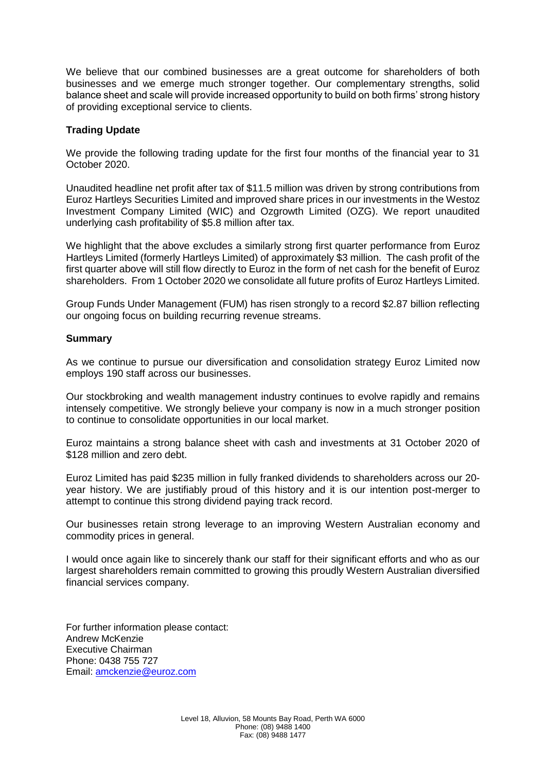We believe that our combined businesses are a great outcome for shareholders of both businesses and we emerge much stronger together. Our complementary strengths, solid balance sheet and scale will provide increased opportunity to build on both firms' strong history of providing exceptional service to clients.

**Trading Update**

We provide the following trading update for the first four months of the financial year to 31 October 2020.

Unaudited headline net profit after tax of $11.5 million was driven by strong contributions from Euroz Hartleys Securities Limited and improved share prices in our investments in the Westoz Investment Company Limited (WIC) and Ozgrowth Limited (OZG). We report unaudited underlying cash profitability of $5.8 million after tax.

We highlight that the above excludes a similarly strong first quarter performance from Euroz Hartleys Limited (formerly Hartleys Limited) of approximately $3 million. The cash profit of the first quarter above will still flow directly to Euroz in the form of net cash for the benefit of Euroz shareholders. From 1 October 2020 we consolidate all future profits of Euroz Hartleys Limited.

Group Funds Under Management (FUM) has risen strongly to a record $2.87 billion reflecting our ongoing focus on building recurring revenue streams.

**Summary**

As we continue to pursue our diversification and consolidation strategy Euroz Limited now employs 190 staff across our businesses.

Our stockbroking and wealth management industry continues to evolve rapidly and remains intensely competitive. We strongly believe your company is now in a much stronger position to continue to consolidate opportunities in our local market.

Euroz maintains a strong balance sheet with cash and investments at 31 October 2020 of $128 million and zero debt.

Euroz Limited has paid $235 million in fully franked dividends to shareholders across our 20-year history. We are justifiably proud of this history and it is our intention post-merger to attempt to continue this strong dividend paying track record.

Our businesses retain strong leverage to an improving Western Australian economy and commodity prices in general.

I would once again like to sincerely thank our staff for their significant efforts and who as our largest shareholders remain committed to growing this proudly Western Australian diversified financial services company.

For further information please contact:
Andrew McKenzie
Executive Chairman
Phone: 0438 755 727
Email: amckenzie@euroz.com

Level 18, Alluvion, 58 Mounts Bay Road, Perth WA 6000
Phone: (08) 9488 1400
Fax: (08) 9488 1477